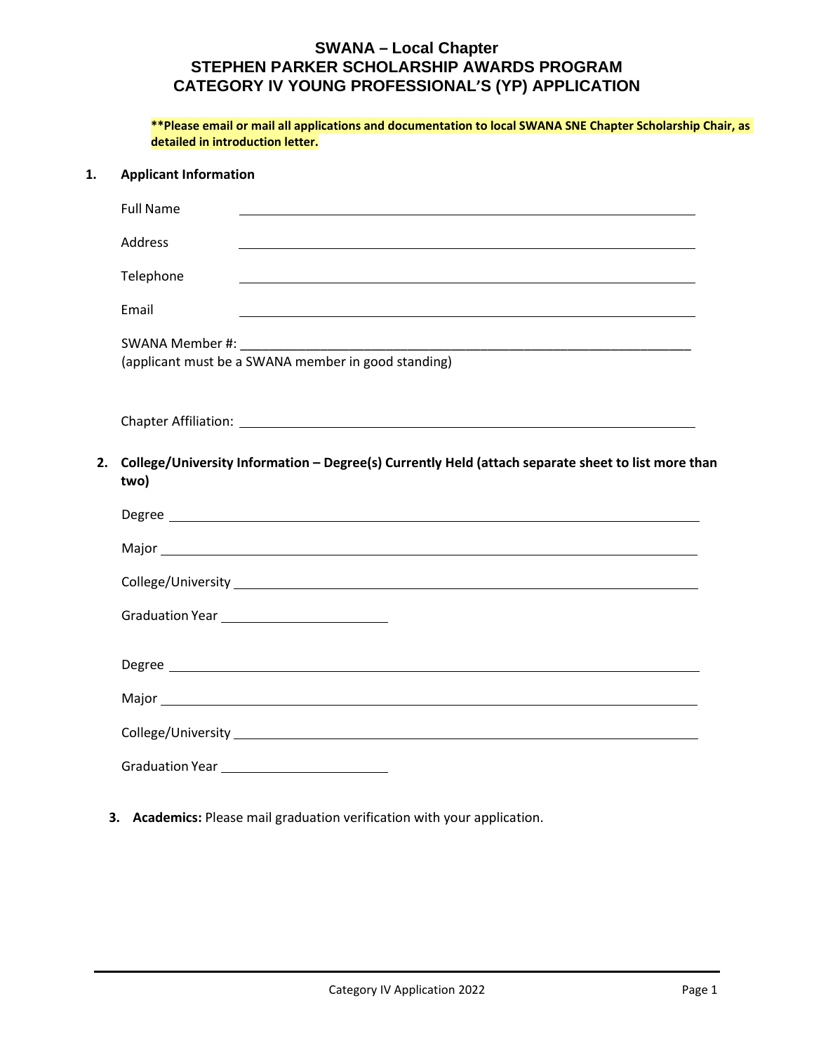# SWANA – Local Chapter
# STEPHEN PARKER SCHOLARSHIP AWARDS PROGRAM
# CATEGORY IV YOUNG PROFESSIONAL'S (YP) APPLICATION

****Please email or mail all applications and documentation to local SWANA SNE Chapter Scholarship Chair, as detailed in introduction letter.**

**1. Applicant Information**

Full Name ____________________________________________

Address ____________________________________________

Telephone ____________________________________________

Email ____________________________________________

SWANA Member #: ____________________________________________
(applicant must be a SWANA member in good standing)

Chapter Affiliation: ____________________________________________

**2. College/University Information – Degree(s) Currently Held (attach separate sheet to list more than two)**

Degree ____________________________________________

Major ____________________________________________

College/University ____________________________________________

Graduation Year ______________________

Degree ____________________________________________

Major ____________________________________________

College/University ____________________________________________

Graduation Year ______________________

**3. Academics:** Please mail graduation verification with your application.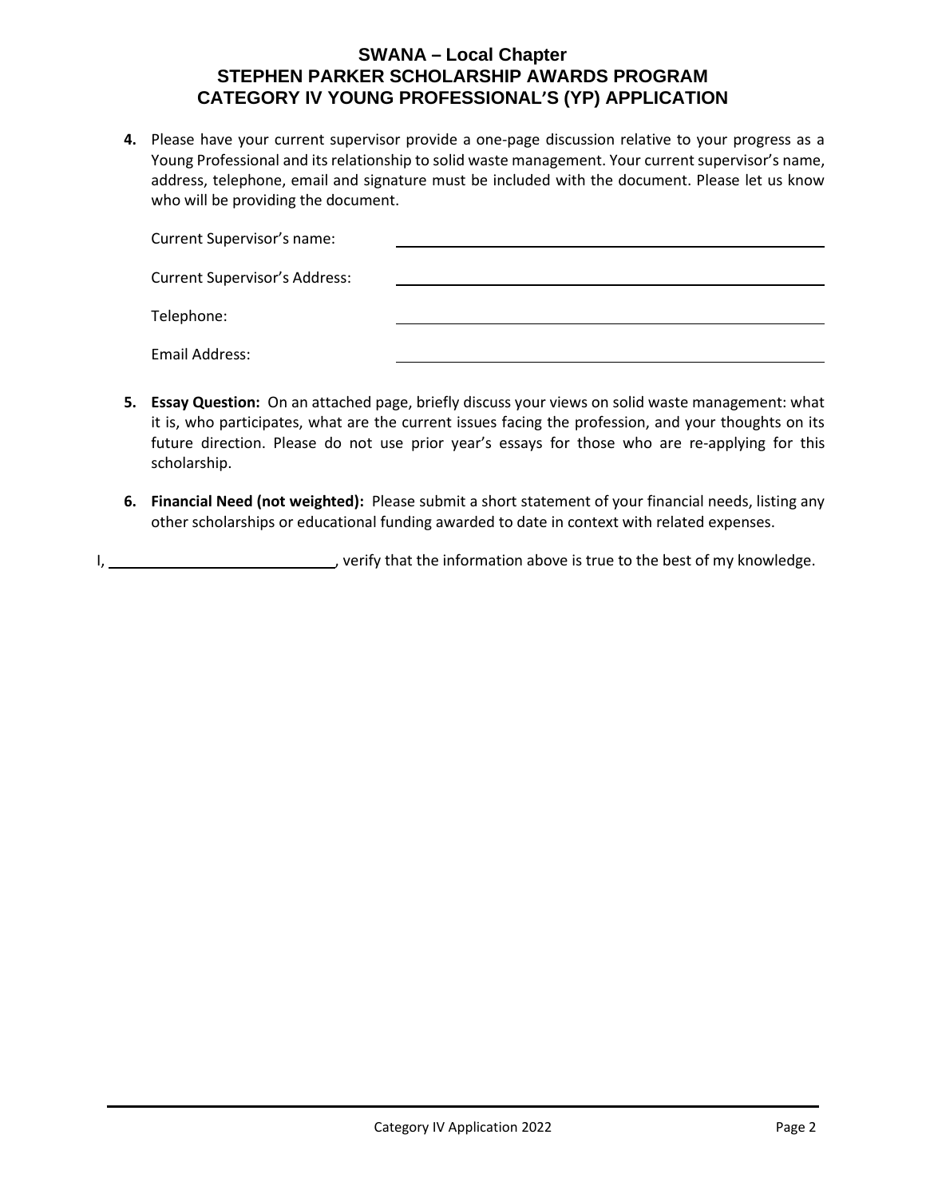# SWANA – Local Chapter
# STEPHEN PARKER SCHOLARSHIP AWARDS PROGRAM
# CATEGORY IV YOUNG PROFESSIONAL'S (YP) APPLICATION

4. Please have your current supervisor provide a one-page discussion relative to your progress as a Young Professional and its relationship to solid waste management. Your current supervisor's name, address, telephone, email and signature must be included with the document. Please let us know who will be providing the document.

   Current Supervisor's name: \_\_\_\_\_\_\_\_\_\_\_\_\_\_\_\_\_\_\_\_\_\_\_\_\_\_\_\_\_\_\_\_\_\_\_\_\_\_\_\_

   Current Supervisor's Address: \_\_\_\_\_\_\_\_\_\_\_\_\_\_\_\_\_\_\_\_\_\_\_\_\_\_\_\_\_\_\_\_\_\_\_\_\_\_\_\_

   Telephone: \_\_\_\_\_\_\_\_\_\_\_\_\_\_\_\_\_\_\_\_\_\_\_\_\_\_\_\_\_\_\_\_\_\_\_\_\_\_\_\_

   Email Address: \_\_\_\_\_\_\_\_\_\_\_\_\_\_\_\_\_\_\_\_\_\_\_\_\_\_\_\_\_\_\_\_\_\_\_\_\_\_\_\_

5. **Essay Question:** On an attached page, briefly discuss your views on solid waste management: what it is, who participates, what are the current issues facing the profession, and your thoughts on its future direction. Please do not use prior year's essays for those who are re-applying for this scholarship.

6. **Financial Need (not weighted):** Please submit a short statement of your financial needs, listing any other scholarships or educational funding awarded to date in context with related expenses.

I, \_\_\_\_\_\_\_\_\_\_\_\_\_\_\_\_\_\_\_\_\_\_\_\_\_\_\_\_, verify that the information above is true to the best of my knowledge.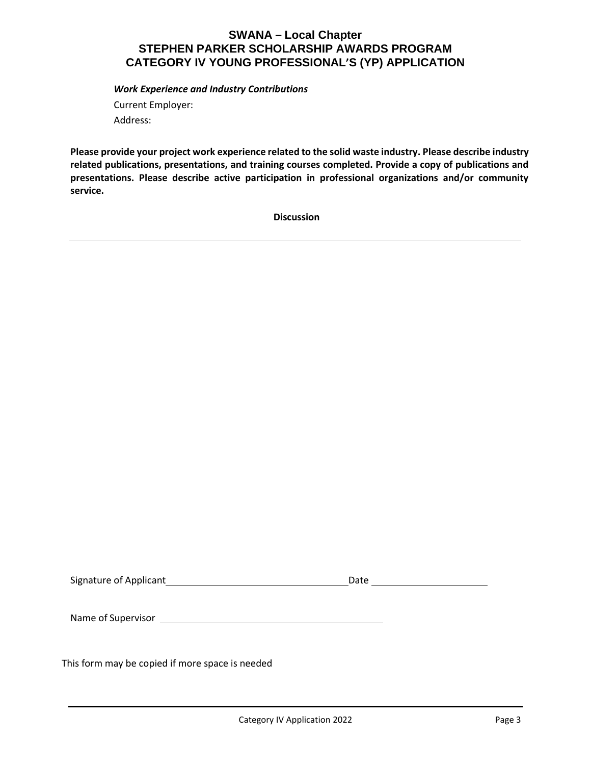# SWANA – Local Chapter
## STEPHEN PARKER SCHOLARSHIP AWARDS PROGRAM
## CATEGORY IV YOUNG PROFESSIONAL'S (YP) APPLICATION

***Work Experience and Industry Contributions***

Current Employer:

Address:

**Please provide your project work experience related to the solid waste industry. Please describe industry related publications, presentations, and training courses completed. Provide a copy of publications and presentations. Please describe active participation in professional organizations and/or community service.**

**Discussion**

---

Signature of Applicant\_\_\_\_\_\_\_\_\_\_\_\_\_\_\_\_\_\_\_\_\_\_\_\_\_\_\_\_\_\_\_\_\_\_\_\_Date \_\_\_\_\_\_\_\_\_\_\_\_\_\_\_\_\_\_\_\_\_\_\_

Name of Supervisor \_\_\_\_\_\_\_\_\_\_\_\_\_\_\_\_\_\_\_\_\_\_\_\_\_\_\_\_\_\_\_\_\_\_\_\_\_\_\_\_\_\_\_\_

This form may be copied if more space is needed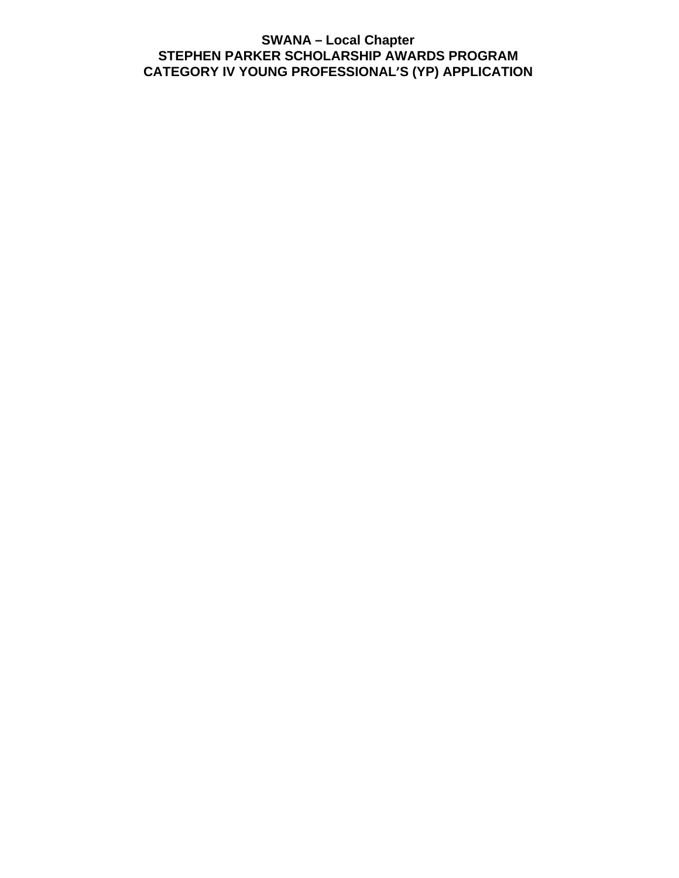**SWANA – Local Chapter**
**STEPHEN PARKER SCHOLARSHIP AWARDS PROGRAM**
**CATEGORY IV YOUNG PROFESSIONAL'S (YP) APPLICATION**